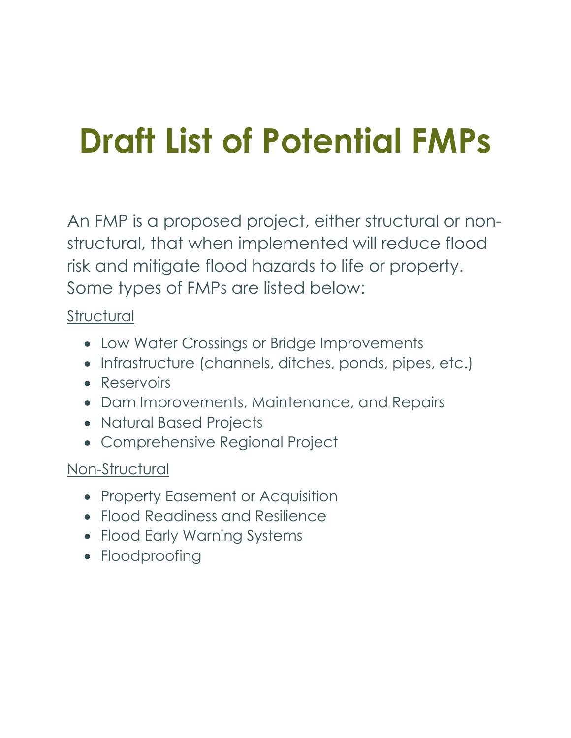# Draft List of Potential FMPs

An FMP is a proposed project, either structural or non-structural, that when implemented will reduce flood risk and mitigate flood hazards to life or property. Some types of FMPs are listed below:

<u>Structural</u>

- Low Water Crossings or Bridge Improvements
- Infrastructure (channels, ditches, ponds, pipes, etc.)
- Reservoirs
- Dam Improvements, Maintenance, and Repairs
- Natural Based Projects
- Comprehensive Regional Project

<u>Non-Structural</u>

- Property Easement or Acquisition
- Flood Readiness and Resilience
- Flood Early Warning Systems
- Floodproofing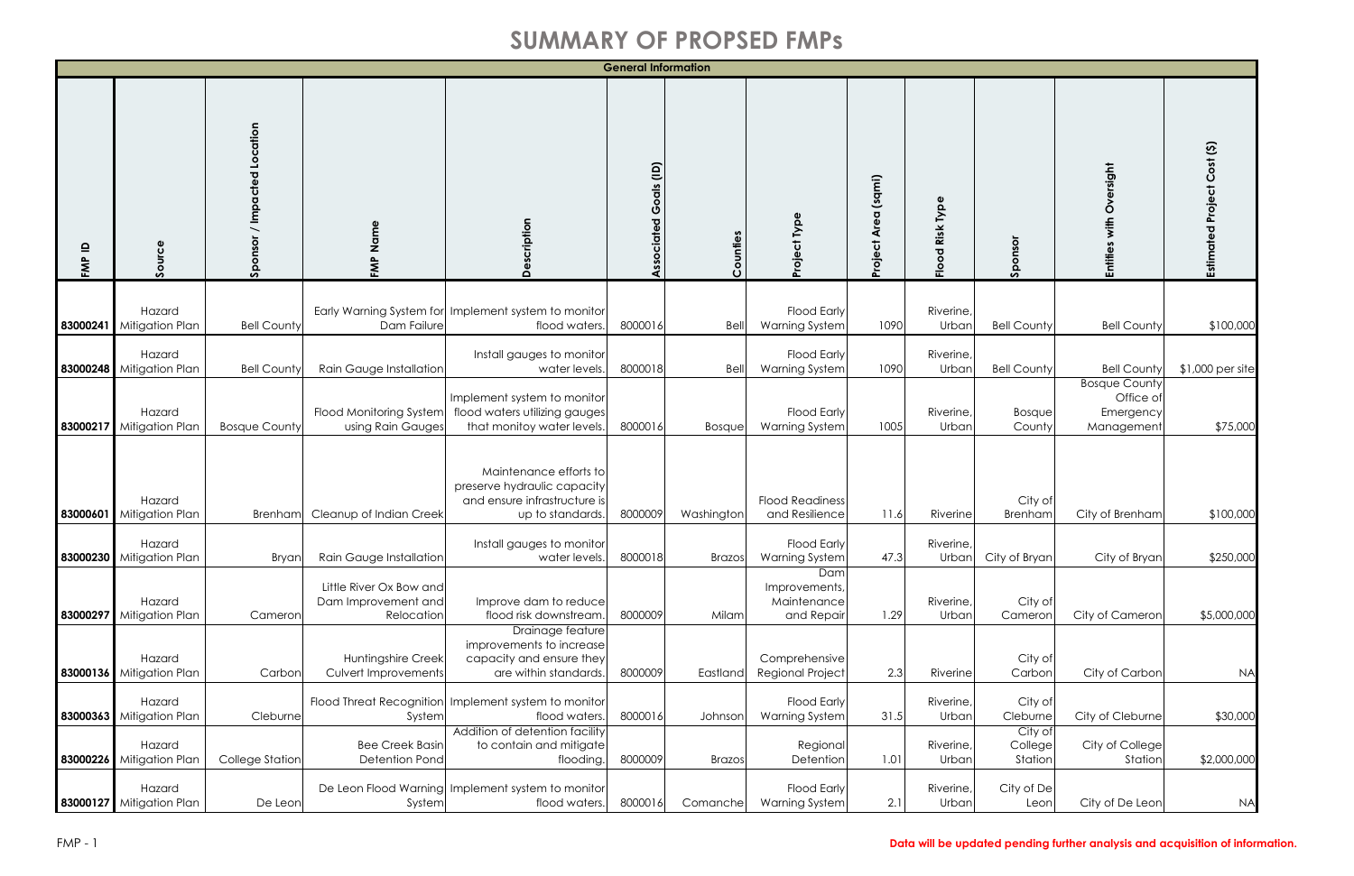# SUMMARY OF PROPSED FMPs

| General Information | | | | | | | | | | | | |
|---|---|---|---|---|---|---|---|---|---|---|---|---|
| FMP ID | Source | Sponsor / Impacted Location | FMP Name | Description | Associated Goals (ID) | Counties | Project Type | Project Area (sqmi) | Flood Risk Type | Sponsor | Entities with Oversight | Estimated Project Cost ($) |
| 83000241 | Hazard Mitigation Plan | Bell County | Early Warning System for Dam Failure | Implement system to monitor flood waters. | 8000016 | Bell | Flood Early Warning System | 1090 | Riverine, Urban | Bell County | Bell County | $100,000 |
| 83000248 | Hazard Mitigation Plan | Bell County | Rain Gauge Installation | Install gauges to monitor water levels. | 8000018 | Bell | Flood Early Warning System | 1090 | Riverine, Urban | Bell County | Bell County | $1,000 per site |
| 83000217 | Hazard Mitigation Plan | Bosque County | Flood Monitoring System using Rain Gauges | Implement system to monitor flood waters utilizing gauges that monitoy water levels. | 8000016 | Bosque | Flood Early Warning System | 1005 | Riverine, Urban | Bosque County | Bosque County Office of Emergency Management | $75,000 |
| 83000601 | Hazard Mitigation Plan | Brenham | Cleanup of Indian Creek | Maintenance efforts to preserve hydraulic capacity and ensure infrastructure is up to standards. | 8000009 | Washington | Flood Readiness and Resilience | 11.6 | Riverine | City of Brenham | City of Brenham | $100,000 |
| 83000230 | Hazard Mitigation Plan | Bryan | Rain Gauge Installation | Install gauges to monitor water levels. | 8000018 | Brazos | Flood Early Warning System | 47.3 | Riverine, Urban | City of Bryan | City of Bryan | $250,000 |
| 83000297 | Hazard Mitigation Plan | Cameron | Little River Ox Bow and Dam Improvement and Relocation | Improve dam to reduce flood risk downstream. | 8000009 | Milam | Dam Improvements, Maintenance and Repair | 1.29 | Riverine, Urban | City of Cameron | City of Cameron | $5,000,000 |
| 83000136 | Hazard Mitigation Plan | Carbon | Huntingshire Creek Culvert Improvements | Drainage feature improvements to increase capacity and ensure they are within standards. | 8000009 | Eastland | Comprehensive Regional Project | 2.3 | Riverine | City of Carbon | City of Carbon | NA |
| 83000363 | Hazard Mitigation Plan | Cleburne | Flood Threat Recognition System | Implement system to monitor flood waters. | 8000016 | Johnson | Flood Early Warning System | 31.5 | Riverine, Urban | City of Cleburne | City of Cleburne | $30,000 |
| 83000226 | Hazard Mitigation Plan | College Station | Bee Creek Basin Detention Pond | Addition of detention facility to contain and mitigate flooding. | 8000009 | Brazos | Regional Detention | 1.01 | Riverine, Urban | City of College Station | City of College Station | $2,000,000 |
| 83000127 | Hazard Mitigation Plan | De Leon | De Leon Flood Warning System | Implement system to monitor flood waters. | 8000016 | Comanche | Flood Early Warning System | 2.1 | Riverine, Urban | City of De Leon | City of De Leon | NA |

**Data will be updated pending further analysis and acquisition of information.**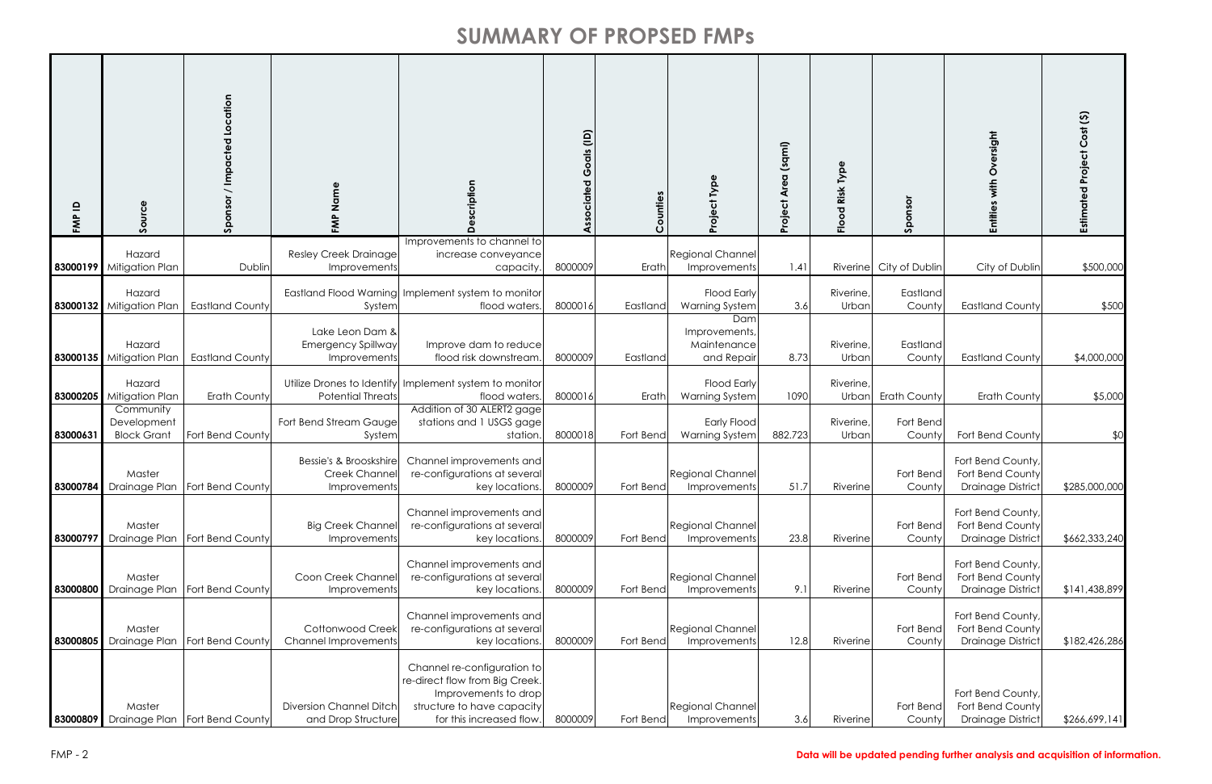# SUMMARY OF PROPSED FMPs

| FMP ID | Source | Sponsor / Impacted Location | FMP Name | Description | Associated Goals (ID) | Counties | Project Type | Project Area (sqmi) | Flood Risk Type | Sponsor | Entities with Oversight | Estimated Project Cost ($) |
|---|---|---|---|---|---|---|---|---|---|---|---|---|
| 83000199 | Hazard Mitigation Plan | Dublin | Resley Creek Drainage Improvements | Improvements to channel to increase conveyance capacity. | 8000009 | Erath | Regional Channel Improvements | 1.41 | Riverine | City of Dublin | City of Dublin | $500,000 |
| 83000132 | Hazard Mitigation Plan | Eastland County | Eastland Flood Warning System | Implement system to monitor flood waters. | 8000016 | Eastland | Flood Early Warning System | 3.6 | Riverine, Urban | Eastland County | Eastland County | $500 |
| 83000135 | Hazard Mitigation Plan | Eastland County | Lake Leon Dam & Emergency Spillway Improvements | Improve dam to reduce flood risk downstream. | 8000009 | Eastland | Dam Improvements, Maintenance and Repair | 8.73 | Riverine, Urban | Eastland County | Eastland County | $4,000,000 |
| 83000205 | Hazard Mitigation Plan | Erath County | Utilize Drones to Identify Potential Threats | Implement system to monitor flood waters. | 8000016 | Erath | Flood Early Warning System | 1090 | Riverine, Urban | Erath County | Erath County | $5,000 |
| 83000631 | Community Development Block Grant | Fort Bend County | Fort Bend Stream Gauge System | Addition of 30 ALERT2 gage stations and 1 USGS gage station. | 8000018 | Fort Bend | Early Flood Warning System | 882.723 | Riverine, Urban | Fort Bend County | Fort Bend County | $0 |
| 83000784 | Master Drainage Plan | Fort Bend County | Bessie's & Brooskshire Creek Channel Improvements | Channel improvements and re-configurations at several key locations. | 8000009 | Fort Bend | Regional Channel Improvements | 51.7 | Riverine | Fort Bend County | Fort Bend County, Fort Bend County Drainage District | $285,000,000 |
| 83000797 | Master Drainage Plan | Fort Bend County | Big Creek Channel Improvements | Channel improvements and re-configurations at several key locations. | 8000009 | Fort Bend | Regional Channel Improvements | 23.8 | Riverine | Fort Bend County | Fort Bend County, Fort Bend County Drainage District | $662,333,240 |
| 83000800 | Master Drainage Plan | Fort Bend County | Coon Creek Channel Improvements | Channel improvements and re-configurations at several key locations. | 8000009 | Fort Bend | Regional Channel Improvements | 9.1 | Riverine | Fort Bend County | Fort Bend County, Fort Bend County Drainage District | $141,438,899 |
| 83000805 | Master Drainage Plan | Fort Bend County | Cottonwood Creek Channel Improvements | Channel improvements and re-configurations at several key locations. | 8000009 | Fort Bend | Regional Channel Improvements | 12.8 | Riverine | Fort Bend County | Fort Bend County, Fort Bend County Drainage District | $182,426,286 |
| 83000809 | Master Drainage Plan | Fort Bend County | Diversion Channel Ditch and Drop Structure | Channel re-configuration to re-direct flow from Big Creek. Improvements to drop structure to have capacity for this increased flow. | 8000009 | Fort Bend | Regional Channel Improvements | 3.6 | Riverine | Fort Bend County | Fort Bend County, Fort Bend County Drainage District | $266,699,141 |

**Data will be updated pending further analysis and acquisition of information.**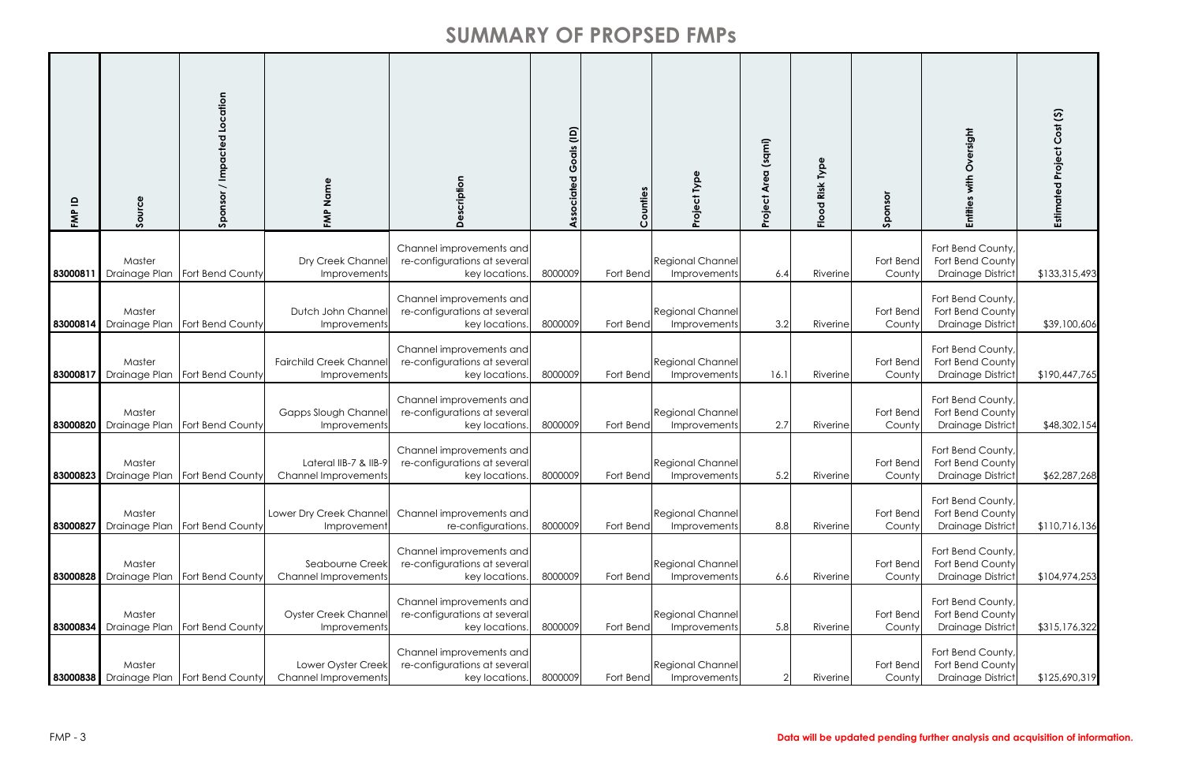# SUMMARY OF PROPSED FMPs

| FMP ID | Source | Sponsor / Impacted Location | FMP Name | Description | Associated Goals (ID) | Counties | Project Type | Project Area (sqmi) | Flood Risk Type | Sponsor | Entities with Oversight | Estimated Project Cost ($) |
|---|---|---|---|---|---|---|---|---|---|---|---|---|
| **83000811** | Master Drainage Plan | Fort Bend County | Dry Creek Channel Improvements | Channel improvements and re-configurations at several key locations. | 8000009 | Fort Bend | Regional Channel Improvements | 6.4 | Riverine | Fort Bend County | Fort Bend County, Fort Bend County Drainage District | $133,315,493 |
| **83000814** | Master Drainage Plan | Fort Bend County | Dutch John Channel Improvements | Channel improvements and re-configurations at several key locations. | 8000009 | Fort Bend | Regional Channel Improvements | 3.2 | Riverine | Fort Bend County | Fort Bend County, Fort Bend County Drainage District | $39,100,606 |
| **83000817** | Master Drainage Plan | Fort Bend County | Fairchild Creek Channel Improvements | Channel improvements and re-configurations at several key locations. | 8000009 | Fort Bend | Regional Channel Improvements | 16.1 | Riverine | Fort Bend County | Fort Bend County, Fort Bend County Drainage District | $190,447,765 |
| **83000820** | Master Drainage Plan | Fort Bend County | Gapps Slough Channel Improvements | Channel improvements and re-configurations at several key locations. | 8000009 | Fort Bend | Regional Channel Improvements | 2.7 | Riverine | Fort Bend County | Fort Bend County, Fort Bend County Drainage District | $48,302,154 |
| **83000823** | Master Drainage Plan | Fort Bend County | Lateral IIB-7 & IIB-9 Channel Improvements | Channel improvements and re-configurations at several key locations. | 8000009 | Fort Bend | Regional Channel Improvements | 5.2 | Riverine | Fort Bend County | Fort Bend County, Fort Bend County Drainage District | $62,287,268 |
| **83000827** | Master Drainage Plan | Fort Bend County | Lower Dry Creek Channel Improvement | Channel improvements and re-configurations. | 8000009 | Fort Bend | Regional Channel Improvements | 8.8 | Riverine | Fort Bend County | Fort Bend County, Fort Bend County Drainage District | $110,716,136 |
| **83000828** | Master Drainage Plan | Fort Bend County | Seabourne Creek Channel Improvements | Channel improvements and re-configurations at several key locations. | 8000009 | Fort Bend | Regional Channel Improvements | 6.6 | Riverine | Fort Bend County | Fort Bend County, Fort Bend County Drainage District | $104,974,253 |
| **83000834** | Master Drainage Plan | Fort Bend County | Oyster Creek Channel Improvements | Channel improvements and re-configurations at several key locations. | 8000009 | Fort Bend | Regional Channel Improvements | 5.8 | Riverine | Fort Bend County | Fort Bend County, Fort Bend County Drainage District | $315,176,322 |
| **83000838** | Master Drainage Plan | Fort Bend County | Lower Oyster Creek Channel Improvements | Channel improvements and re-configurations at several key locations. | 8000009 | Fort Bend | Regional Channel Improvements | 2 | Riverine | Fort Bend County | Fort Bend County, Fort Bend County Drainage District | $125,690,319 |

**Data will be updated pending further analysis and acquisition of information.**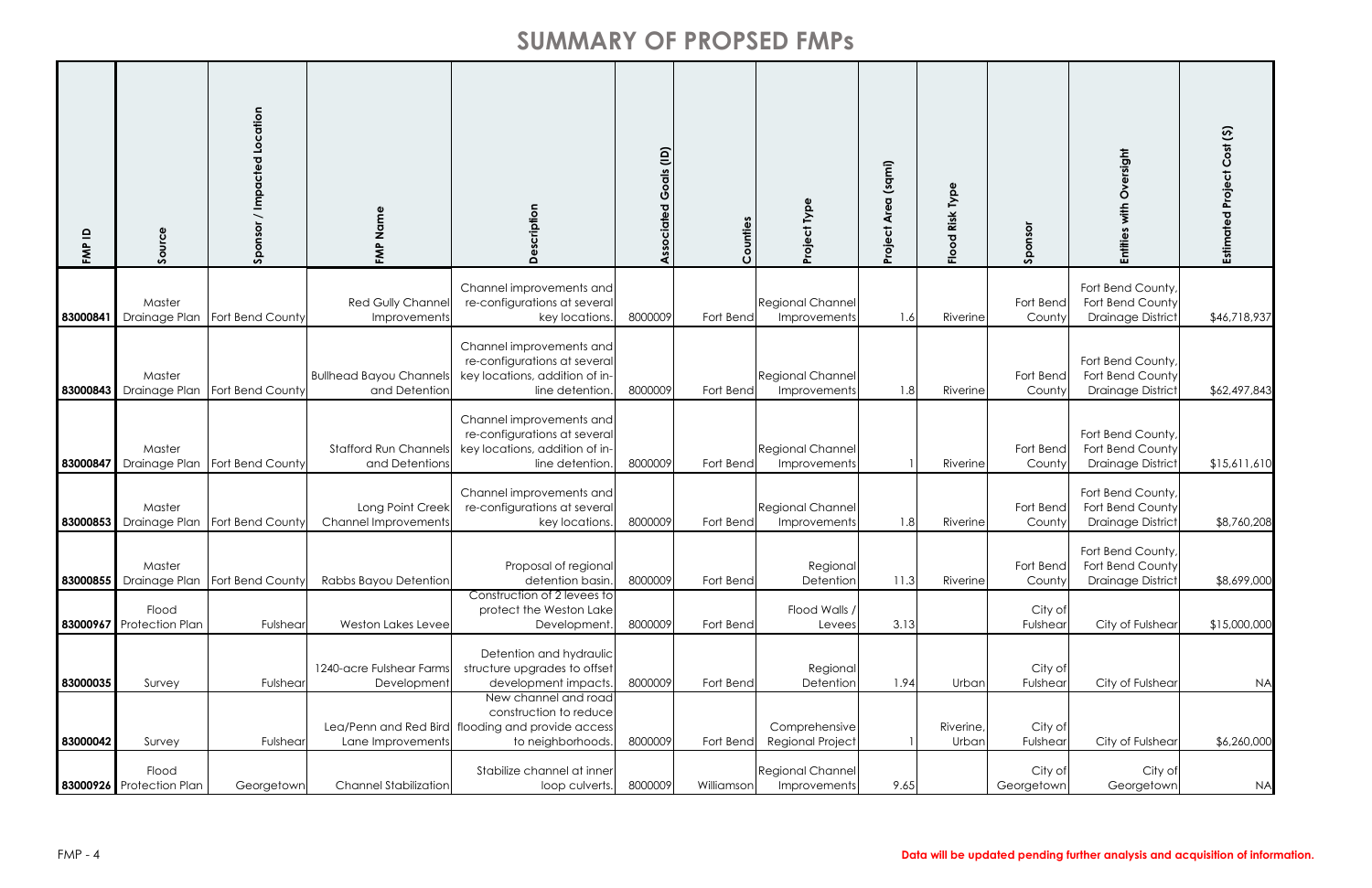# SUMMARY OF PROPSED FMPs

| FMP ID | Source | Sponsor / Impacted Location | FMP Name | Description | Associated Goals (ID) | Counties | Project Type | Project Area (sqmi) | Flood Risk Type | Sponsor | Entities with Oversight | Estimated Project Cost ($) |
|---|---|---|---|---|---|---|---|---|---|---|---|---|
| **83000841** | Master Drainage Plan | Fort Bend County | Red Gully Channel Improvements | Channel improvements and re-configurations at several key locations. | 8000009 | Fort Bend | Regional Channel Improvements | 1.6 | Riverine | Fort Bend County | Fort Bend County, Fort Bend County Drainage District | $46,718,937 |
| **83000843** | Master Drainage Plan | Fort Bend County | Bullhead Bayou Channels and Detention | Channel improvements and re-configurations at several key locations, addition of in-line detention. | 8000009 | Fort Bend | Regional Channel Improvements | 1.8 | Riverine | Fort Bend County | Fort Bend County, Fort Bend County Drainage District | $62,497,843 |
| **83000847** | Master Drainage Plan | Fort Bend County | Stafford Run Channels and Detentions | Channel improvements and re-configurations at several key locations, addition of in-line detention. | 8000009 | Fort Bend | Regional Channel Improvements | 1 | Riverine | Fort Bend County | Fort Bend County, Fort Bend County Drainage District | $15,611,610 |
| **83000853** | Master Drainage Plan | Fort Bend County | Long Point Creek Channel Improvements | Channel improvements and re-configurations at several key locations. | 8000009 | Fort Bend | Regional Channel Improvements | 1.8 | Riverine | Fort Bend County | Fort Bend County, Fort Bend County Drainage District | $8,760,208 |
| **83000855** | Master Drainage Plan | Fort Bend County | Rabbs Bayou Detention | Proposal of regional detention basin. | 8000009 | Fort Bend | Regional Detention | 11.3 | Riverine | Fort Bend County | Fort Bend County, Fort Bend County Drainage District | $8,699,000 |
| **83000967** | Flood Protection Plan | Fulshear | Weston Lakes Levee | Construction of 2 levees to protect the Weston Lake Development. | 8000009 | Fort Bend | Flood Walls / Levees | 3.13 | | City of Fulshear | City of Fulshear | $15,000,000 |
| **83000035** | Survey | Fulshear | 1240-acre Fulshear Farms Development | Detention and hydraulic structure upgrades to offset development impacts. | 8000009 | Fort Bend | Regional Detention | 1.94 | Urban | City of Fulshear | City of Fulshear | NA |
| **83000042** | Survey | Fulshear | Lea/Penn and Red Bird Lane Improvements | New channel and road construction to reduce flooding and provide access to neighborhoods. | 8000009 | Fort Bend | Comprehensive Regional Project | 1 | Riverine, Urban | City of Fulshear | City of Fulshear | $6,260,000 |
| **83000926** | Flood Protection Plan | Georgetown | Channel Stabilization | Stabilize channel at inner loop culverts. | 8000009 | Williamson | Regional Channel Improvements | 9.65 | | City of Georgetown | City of Georgetown | NA |

**Data will be updated pending further analysis and acquisition of information.**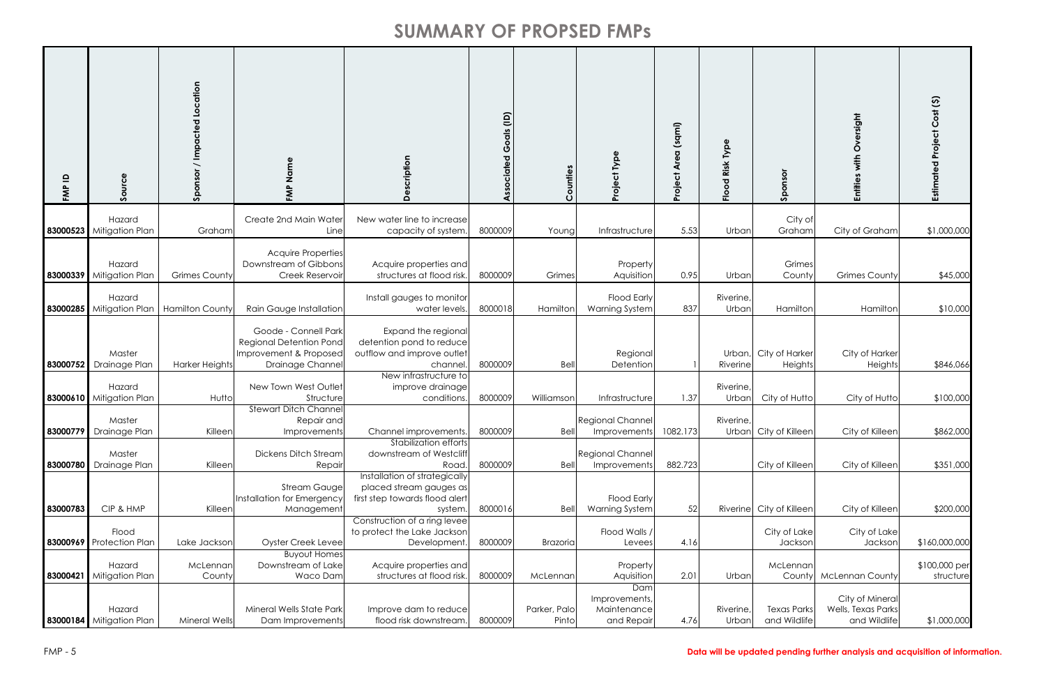# SUMMARY OF PROPSED FMPs

| FMP ID | Source | Sponsor / Impacted Location | FMP Name | Description | Associated Goals (ID) | Counties | Project Type | Project Area (sqmi) | Flood Risk Type | Sponsor | Entities with Oversight | Estimated Project Cost ($) |
|---|---|---|---|---|---|---|---|---|---|---|---|---|
| **83000523** | Hazard Mitigation Plan | Graham | Create 2nd Main Water Line | New water line to increase capacity of system. | 8000009 | Young | Infrastructure | 5.53 | Urban | City of Graham | City of Graham | $1,000,000 |
| **83000339** | Hazard Mitigation Plan | Grimes County | Acquire Properties Downstream of Gibbons Creek Reservoir | Acquire properties and structures at flood risk. | 8000009 | Grimes | Property Aquisition | 0.95 | Urban | Grimes County | Grimes County | $45,000 |
| **83000285** | Hazard Mitigation Plan | Hamilton County | Rain Gauge Installation | Install gauges to monitor water levels. | 8000018 | Hamilton | Flood Early Warning System | 837 | Riverine, Urban | Hamilton | Hamilton | $10,000 |
| **83000752** | Master Drainage Plan | Harker Heights | Goode - Connell Park Regional Detention Pond Improvement & Proposed Drainage Channel | Expand the regional detention pond to reduce outflow and improve outlet channel. | 8000009 | Bell | Regional Detention | 1 | Urban, Riverine | City of Harker Heights | City of Harker Heights | $846,066 |
| **83000610** | Hazard Mitigation Plan | Hutto | New Town West Outlet Structure | New infrastructure to improve drainage conditions. | 8000009 | Williamson | Infrastructure | 1.37 | Riverine, Urban | City of Hutto | City of Hutto | $100,000 |
| **83000779** | Master Drainage Plan | Killeen | Stewart Ditch Channel Repair and Improvements | Channel improvements. | 8000009 | Bell | Regional Channel Improvements | 1082.173 | Riverine, Urban | City of Killeen | City of Killeen | $862,000 |
| **83000780** | Master Drainage Plan | Killeen | Dickens Ditch Stream Repair | Stabilization efforts downstream of Westcliff Road. | 8000009 | Bell | Regional Channel Improvements | 882.723 | | City of Killeen | City of Killeen | $351,000 |
| **83000783** | CIP & HMP | Killeen | Stream Gauge Installation for Emergency Management | Installation of strategically placed stream gauges as first step towards flood alert system. | 8000016 | Bell | Flood Early Warning System | 52 | Riverine | City of Killeen | City of Killeen | $200,000 |
| **83000969** | Flood Protection Plan | Lake Jackson | Oyster Creek Levee | Construction of a ring levee to protect the Lake Jackson Development. | 8000009 | Brazoria | Flood Walls / Levees | 4.16 | | City of Lake Jackson | City of Lake Jackson | $160,000,000 |
| **83000421** | Hazard Mitigation Plan | McLennan County | Buyout Homes Downstream of Lake Waco Dam | Acquire properties and structures at flood risk. | 8000009 | McLennan | Property Aquisition | 2.01 | Urban | McLennan County | McLennan County | $100,000 per structure |
| **83000184** | Hazard Mitigation Plan | Mineral Wells | Mineral Wells State Park Dam Improvements | Improve dam to reduce flood risk downstream. | 8000009 | Parker, Palo Pinto | Dam Improvements, Maintenance and Repair | 4.76 | Riverine, Urban | Texas Parks and Wildlife | City of Mineral Wells, Texas Parks and Wildlife | $1,000,000 |

**Data will be updated pending further analysis and acquisition of information.**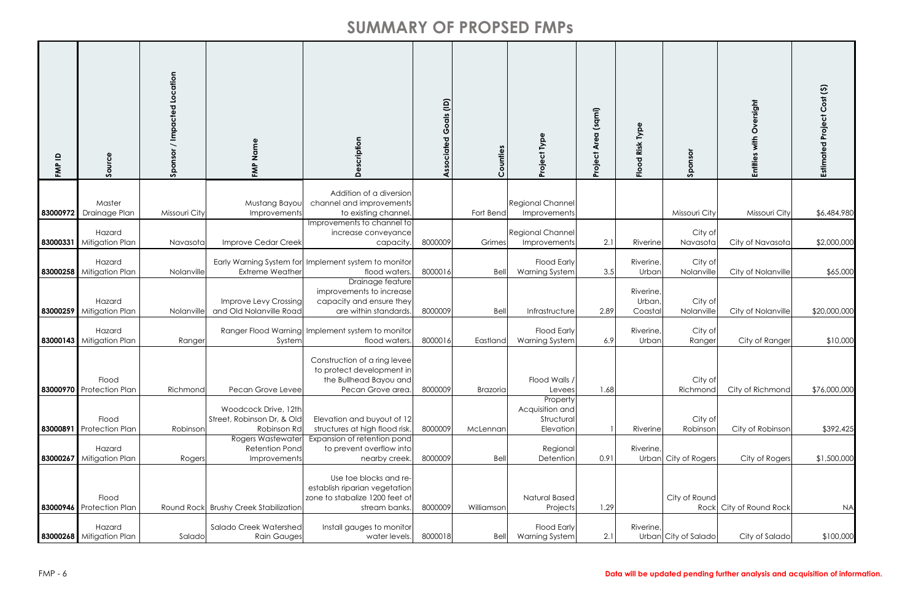# SUMMARY OF PROPSED FMPs

| FMP ID | Source | Sponsor / Impacted Location | FMP Name | Description | Associated Goals (ID) | Counties | Project Type | Project Area (sqmi) | Flood Risk Type | Sponsor | Entities with Oversight | Estimated Project Cost ($) |
|---|---|---|---|---|---|---|---|---|---|---|---|---|
| 83000972 | Master Drainage Plan | Missouri City | Mustang Bayou Improvements | Addition of a diversion channel and improvements to existing channel. | | Fort Bend | Regional Channel Improvements | | | Missouri City | Missouri City | $6,484,980 |
| 83000331 | Hazard Mitigation Plan | Navasota | Improve Cedar Creek | Improvements to channel to increase conveyance capacity. | 8000009 | Grimes | Regional Channel Improvements | 2.1 | Riverine | City of Navasota | City of Navasota | $2,000,000 |
| 83000258 | Hazard Mitigation Plan | Nolanville | Early Warning System for Extreme Weather | Implement system to monitor flood waters. | 8000016 | Bell | Flood Early Warning System | 3.5 | Riverine, Urban | City of Nolanville | City of Nolanville | $65,000 |
| 83000259 | Hazard Mitigation Plan | Nolanville | Improve Levy Crossing and Old Nolanville Road | Drainage feature improvements to increase capacity and ensure they are within standards. | 8000009 | Bell | Infrastructure | 2.89 | Riverine, Urban, Coastal | City of Nolanville | City of Nolanville | $20,000,000 |
| 83000143 | Hazard Mitigation Plan | Ranger | Ranger Flood Warning System | Implement system to monitor flood waters. | 8000016 | Eastland | Flood Early Warning System | 6.9 | Riverine, Urban | City of Ranger | City of Ranger | $10,000 |
| 83000970 | Flood Protection Plan | Richmond | Pecan Grove Levee | Construction of a ring levee to protect development in the Bullhead Bayou and Pecan Grove area. | 8000009 | Brazoria | Flood Walls / Levees | 1.68 | | City of Richmond | City of Richmond | $76,000,000 |
| 83000891 | Flood Protection Plan | Robinson | Woodcock Drive, 12th Street, Robinson Dr, & Old Robinson Rd | Elevation and buyout of 12 structures at high flood risk. | 8000009 | McLennan | Property Acquisition and Structural Elevation | 1 | Riverine | City of Robinson | City of Robinson | $392,425 |
| 83000267 | Hazard Mitigation Plan | Rogers | Rogers Wastewater Retention Pond Improvements | Expansion of retention pond to prevent overflow into nearby creek. | 8000009 | Bell | Regional Detention | 0.91 | Riverine, Urban | City of Rogers | City of Rogers | $1,500,000 |
| 83000946 | Flood Protection Plan | Round Rock | Brushy Creek Stabilization | Use toe blocks and re-establish riparian vegetation zone to stabalize 1200 feet of stream banks. | 8000009 | Williamson | Natural Based Projects | 1.29 | | City of Round Rock | City of Round Rock | NA |
| 83000268 | Hazard Mitigation Plan | Salado | Salado Creek Watershed Rain Gauges | Install gauges to monitor water levels. | 8000018 | Bell | Flood Early Warning System | 2.1 | Riverine, Urban | City of Salado | City of Salado | $100,000 |

**Data will be updated pending further analysis and acquisition of information.**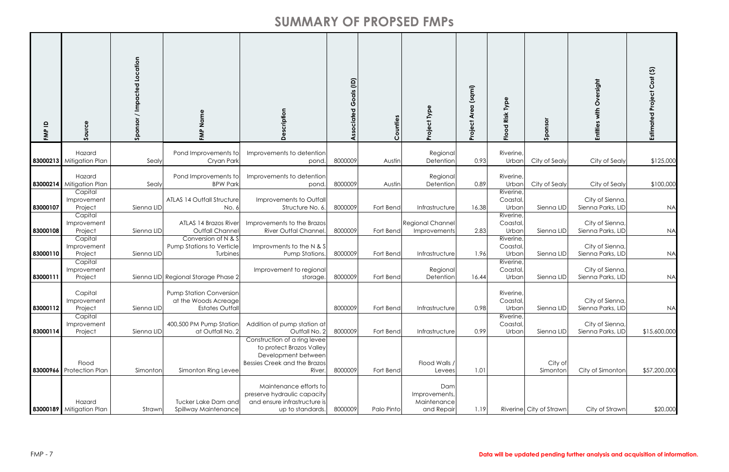# SUMMARY OF PROPSED FMPs

| FMP ID | Source | Sponsor / Impacted Location | FMP Name | Description | Associated Goals (ID) | Counties | Project Type | Project Area (sqml) | Flood Risk Type | Sponsor | Entities with Oversight | Estimated Project Cost ($) |
|---|---|---|---|---|---|---|---|---|---|---|---|---|
| 83000213 | Hazard Mitigation Plan | Sealy | Pond Improvements to Cryan Park | Improvements to detention pond. | 8000009 | Austin | Regional Detention | 0.93 | Riverine, Urban | City of Sealy | City of Sealy | $125,000 |
| 83000214 | Hazard Mitigation Plan | Sealy | Pond Improvements to BPW Park | Improvements to detention pond. | 8000009 | Austin | Regional Detention | 0.89 | Riverine, Urban | City of Sealy | City of Sealy | $100,000 |
| 83000107 | Capital Improvement Project | Sienna LID | ATLAS 14 Outfall Structure No. 6 | Improvements to Outfall Structure No. 6. | 8000009 | Fort Bend | Infrastructure | 16.38 | Riverine, Coastal, Urban | Sienna LID | City of Sienna, Sienna Parks, LID | NA |
| 83000108 | Capital Improvement Project | Sienna LID | ATLAS 14 Brazos River Outfall Channel | Improvements to the Brazos River Outfal Channel. | 8000009 | Fort Bend | Regional Channel Improvements | 2.83 | Riverine, Coastal, Urban | Sienna LID | City of Sienna, Sienna Parks, LID | NA |
| 83000110 | Capital Improvement Project | Sienna LID | Conversion of N & S Pump Stations to Verticle Turbines | Improvments to the N & S Pump Stations. | 8000009 | Fort Bend | Infrastructure | 1.96 | Riverine, Coastal, Urban | Sienna LID | City of Sienna, Sienna Parks, LID | NA |
| 83000111 | Capital Improvement Project | Sienna LID | Regional Storage Phase 2 | Improvement to regional storage. | 8000009 | Fort Bend | Regional Detention | 16.44 | Riverine, Coastal, Urban | Sienna LID | City of Sienna, Sienna Parks, LID | NA |
| 83000112 | Capital Improvement Project | Sienna LID | Pump Station Conversion at the Woods Acreage Estates Outfall | | 8000009 | Fort Bend | Infrastructure | 0.98 | Riverine, Coastal, Urban | Sienna LID | City of Sienna, Sienna Parks, LID | NA |
| 83000114 | Capital Improvement Project | Sienna LID | 400,500 PM Pump Station at Outfall No. 2 | Addition of pump station at Outfall No. 2 | 8000009 | Fort Bend | Infrastructure | 0.99 | Riverine, Coastal, Urban | Sienna LID | City of Sienna, Sienna Parks, LID | $15,600,000 |
| 83000966 | Flood Protection Plan | Simonton | Simonton Ring Levee | Construction of a ring levee to protect Brazos Valley Development between Bessies Creek and the Brazos River. | 8000009 | Fort Bend | Flood Walls / Levees | 1.01 | | City of Simonton | City of Simonton | $57,200,000 |
| 83000189 | Hazard Mitigation Plan | Strawn | Tucker Lake Dam and Spillway Maintenance | Maintenance efforts to preserve hydraulic capacity and ensure infrastructure is up to standards. | 8000009 | Palo Pinto | Dam Improvements, Maintenance and Repair | 1.19 | Riverine | City of Strawn | City of Strawn | $20,000 |

**Data will be updated pending further analysis and acquisition of information.**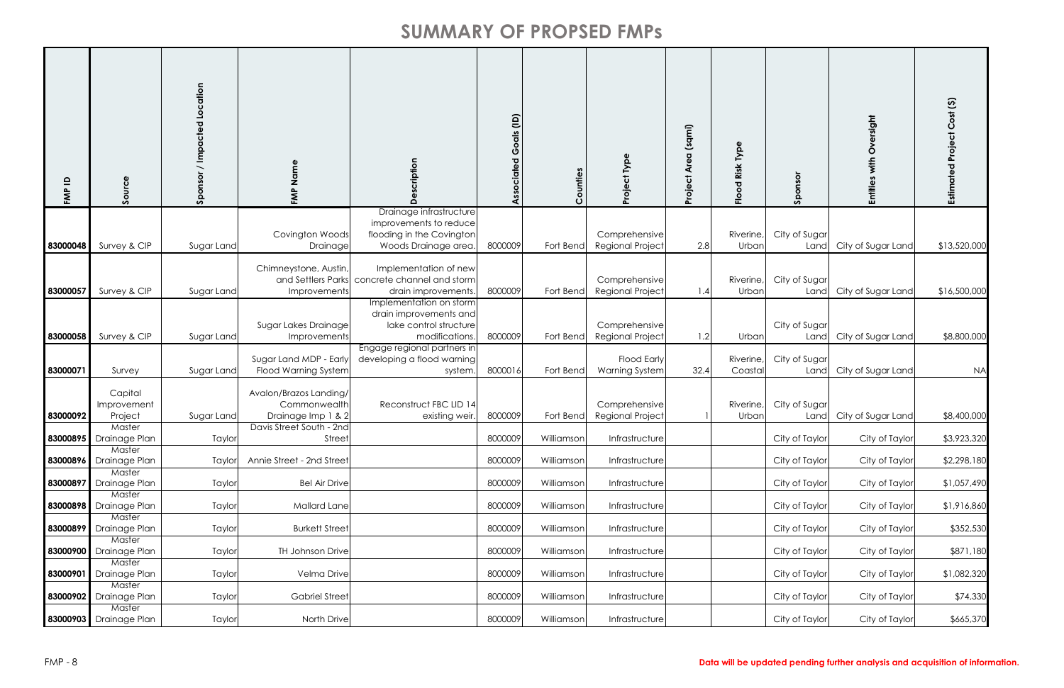# SUMMARY OF PROPSED FMPs

| FMP ID | Source | Sponsor / Impacted Location | FMP Name | Description | Associated Goals (ID) | Counties | Project Type | Project Area (sqmi) | Flood Risk Type | Sponsor | Entities with Oversight | Estimated Project Cost ($) |
|---|---|---|---|---|---|---|---|---|---|---|---|---|
| **83000048** | Survey & CIP | Sugar Land | Covington Woods Drainage | Drainage infrastructure improvements to reduce flooding in the Covington Woods Drainage area. | 8000009 | Fort Bend | Comprehensive Regional Project | 2.8 | Riverine, Urban | City of Sugar Land | City of Sugar Land | $13,520,000 |
| **83000057** | Survey & CIP | Sugar Land | Chimneystone, Austin, and Settlers Parks Improvements | Implementation of new concrete channel and storm drain improvements. | 8000009 | Fort Bend | Comprehensive Regional Project | 1.4 | Riverine, Urban | City of Sugar Land | City of Sugar Land | $16,500,000 |
| **83000058** | Survey & CIP | Sugar Land | Sugar Lakes Drainage Improvements | Implementation on storm drain improvements and lake control structure modifications. | 8000009 | Fort Bend | Comprehensive Regional Project | 1.2 | Urban | City of Sugar Land | City of Sugar Land | $8,800,000 |
| **83000071** | Survey | Sugar Land | Sugar Land MDP - Early Flood Warning System | Engage regional partners in developing a flood warning system. | 8000016 | Fort Bend | Flood Early Warning System | 32.4 | Riverine, Coastal | City of Sugar Land | City of Sugar Land | NA |
| **83000092** | Capital Improvement Project | Sugar Land | Avalon/Brazos Landing/ Commonwealth Drainage Imp 1 & 2 | Reconstruct FBC LID 14 existing weir. | 8000009 | Fort Bend | Comprehensive Regional Project | 1 | Riverine, Urban | City of Sugar Land | City of Sugar Land | $8,400,000 |
| **83000895** | Master Drainage Plan | Taylor | Davis Street South - 2nd Street | | 8000009 | Williamson | Infrastructure | | | City of Taylor | City of Taylor | $3,923,320 |
| **83000896** | Master Drainage Plan | Taylor | Annie Street - 2nd Street | | 8000009 | Williamson | Infrastructure | | | City of Taylor | City of Taylor | $2,298,180 |
| **83000897** | Master Drainage Plan | Taylor | Bel Air Drive | | 8000009 | Williamson | Infrastructure | | | City of Taylor | City of Taylor | $1,057,490 |
| **83000898** | Master Drainage Plan | Taylor | Mallard Lane | | 8000009 | Williamson | Infrastructure | | | City of Taylor | City of Taylor | $1,916,860 |
| **83000899** | Master Drainage Plan | Taylor | Burkett Street | | 8000009 | Williamson | Infrastructure | | | City of Taylor | City of Taylor | $352,530 |
| **83000900** | Master Drainage Plan | Taylor | TH Johnson Drive | | 8000009 | Williamson | Infrastructure | | | City of Taylor | City of Taylor | $871,180 |
| **83000901** | Master Drainage Plan | Taylor | Velma Drive | | 8000009 | Williamson | Infrastructure | | | City of Taylor | City of Taylor | $1,082,320 |
| **83000902** | Master Drainage Plan | Taylor | Gabriel Street | | 8000009 | Williamson | Infrastructure | | | City of Taylor | City of Taylor | $74,330 |
| **83000903** | Master Drainage Plan | Taylor | North Drive | | 8000009 | Williamson | Infrastructure | | | City of Taylor | City of Taylor | $665,370 |

**Data will be updated pending further analysis and acquisition of information.**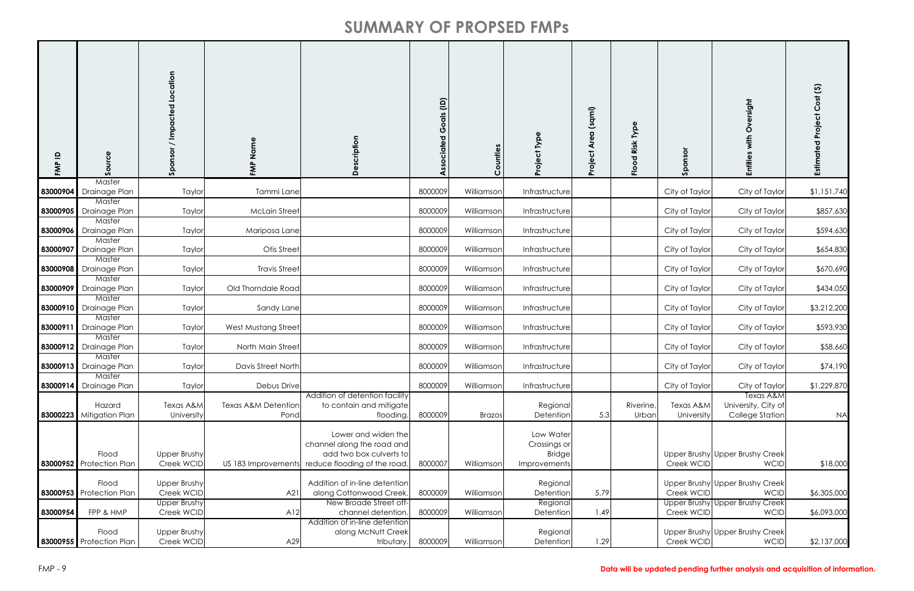# SUMMARY OF PROPSED FMPs

| FMP ID | Source | Sponsor / Impacted Location | FMP Name | Description | Associated Goals (ID) | Counties | Project Type | Project Area (sqml) | Flood Risk Type | Sponsor | Entities with Oversight | Estimated Project Cost ($) |
|---|---|---|---|---|---|---|---|---|---|---|---|---|
| 83000904 | Master Drainage Plan | Taylor | Tammi Lane | | 8000009 | Williamson | Infrastructure | | | City of Taylor | City of Taylor | $1,151,740 |
| 83000905 | Master Drainage Plan | Taylor | McLain Street | | 8000009 | Williamson | Infrastructure | | | City of Taylor | City of Taylor | $857,630 |
| 83000906 | Master Drainage Plan | Taylor | Mariposa Lane | | 8000009 | Williamson | Infrastructure | | | City of Taylor | City of Taylor | $594,630 |
| 83000907 | Master Drainage Plan | Taylor | Otis Street | | 8000009 | Williamson | Infrastructure | | | City of Taylor | City of Taylor | $654,830 |
| 83000908 | Master Drainage Plan | Taylor | Travis Street | | 8000009 | Williamson | Infrastructure | | | City of Taylor | City of Taylor | $670,690 |
| 83000909 | Master Drainage Plan | Taylor | Old Thorndale Road | | 8000009 | Williamson | Infrastructure | | | City of Taylor | City of Taylor | $434,050 |
| 83000910 | Master Drainage Plan | Taylor | Sandy Lane | | 8000009 | Williamson | Infrastructure | | | City of Taylor | City of Taylor | $3,212,200 |
| 83000911 | Master Drainage Plan | Taylor | West Mustang Street | | 8000009 | Williamson | Infrastructure | | | City of Taylor | City of Taylor | $593,930 |
| 83000912 | Master Drainage Plan | Taylor | North Main Street | | 8000009 | Williamson | Infrastructure | | | City of Taylor | City of Taylor | $58,660 |
| 83000913 | Master Drainage Plan | Taylor | Davis Street North | | 8000009 | Williamson | Infrastructure | | | City of Taylor | City of Taylor | $74,190 |
| 83000914 | Master Drainage Plan | Taylor | Debus Drive | | 8000009 | Williamson | Infrastructure | | | City of Taylor | City of Taylor | $1,229,870 |
| 83000223 | Hazard Mitigation Plan | Texas A&M University | Texas A&M Detention Pond | Addition of detention facility to contain and mitigate flooding. | 8000009 | Brazos | Regional Detention | 5.3 | Riverine, Urban | Texas A&M University | Texas A&M University, City of College Station | NA |
| 83000952 | Flood Protection Plan | Upper Brushy Creek WCID | US 183 Improvements | Lower and widen the channel along the road and add two box culverts to reduce flooding of the road. | 8000007 | Williamson | Low Water Crossings or Bridge Improvements | | | Upper Brushy Creek WCID | Upper Brushy Creek WCID | $18,000 |
| 83000953 | Flood Protection Plan | Upper Brushy Creek WCID | A21 | Addition of in-line detention along Cottonwood Creek. | 8000009 | Williamson | Regional Detention | 5.79 | | Upper Brushy Creek WCID | Upper Brushy Creek WCID | $6,305,000 |
| 83000954 | FPP & HMP | Upper Brushy Creek WCID | A12 | New Broade Street off-channel detention. | 8000009 | Williamson | Regional Detention | 1.49 | | Upper Brushy Creek WCID | Upper Brushy Creek WCID | $6,093,000 |
| 83000955 | Flood Protection Plan | Upper Brushy Creek WCID | A29 | Addition of in-line detention along McNutt Creek tributary. | 8000009 | Williamson | Regional Detention | 1.29 | | Upper Brushy Creek WCID | Upper Brushy Creek WCID | $2,137,000 |

**Data will be updated pending further analysis and acquisition of information.**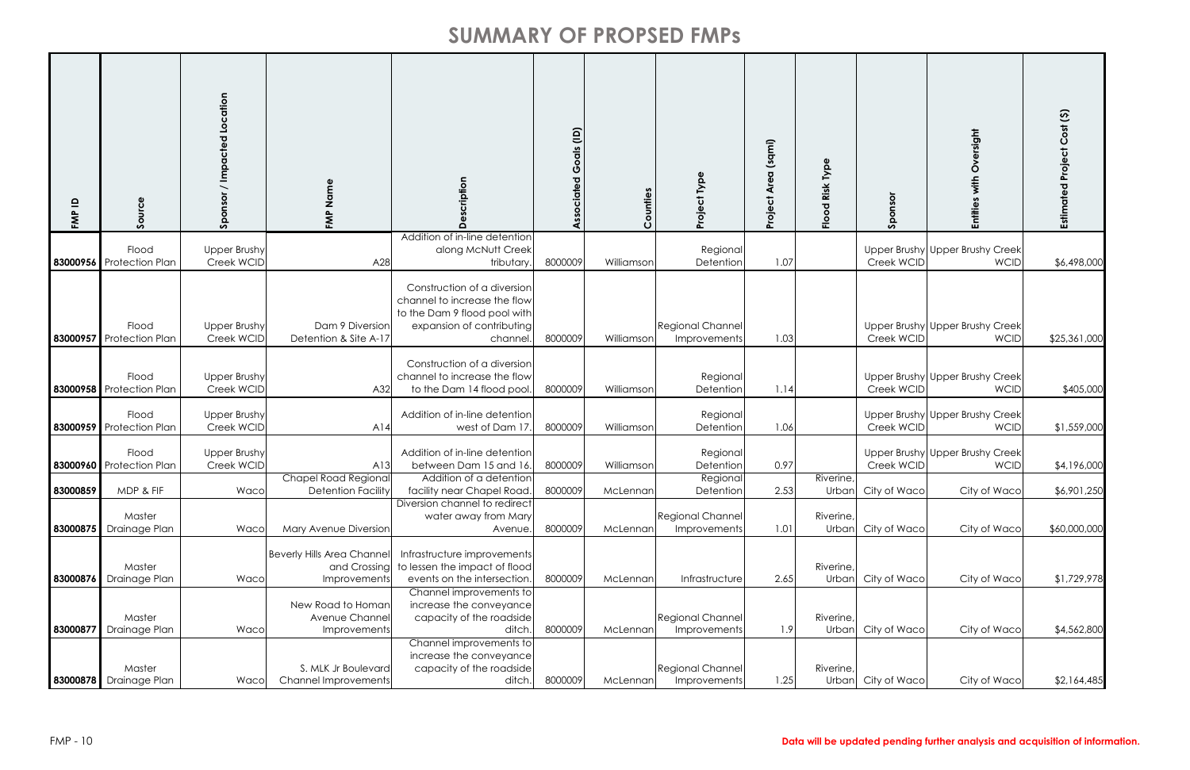# SUMMARY OF PROPSED FMPs

| FMP ID | Source | Sponsor / Impacted Location | FMP Name | Description | Associated Goals (ID) | Counties | Project Type | Project Area (sqmi) | Flood Risk Type | Sponsor | Entities with Oversight | Estimated Project Cost ($) |
|---|---|---|---|---|---|---|---|---|---|---|---|---|
| 83000956 | Flood Protection Plan | Upper Brushy Creek WCID | A28 | Addition of in-line detention along McNutt Creek tributary. | 8000009 | Williamson | Regional Detention | 1.07 | | Upper Brushy Creek WCID | Upper Brushy Creek WCID | $6,498,000 |
| 83000957 | Flood Protection Plan | Upper Brushy Creek WCID | Dam 9 Diversion Detention & Site A-17 | Construction of a diversion channel to increase the flow to the Dam 9 flood pool with expansion of contributing channel. | 8000009 | Williamson | Regional Channel Improvements | 1.03 | | Upper Brushy Creek WCID | Upper Brushy Creek WCID | $25,361,000 |
| 83000958 | Flood Protection Plan | Upper Brushy Creek WCID | A32 | Construction of a diversion channel to increase the flow to the Dam 14 flood pool. | 8000009 | Williamson | Regional Detention | 1.14 | | Upper Brushy Creek WCID | Upper Brushy Creek WCID | $405,000 |
| 83000959 | Flood Protection Plan | Upper Brushy Creek WCID | A14 | Addition of in-line detention west of Dam 17. | 8000009 | Williamson | Regional Detention | 1.06 | | Upper Brushy Creek WCID | Upper Brushy Creek WCID | $1,559,000 |
| 83000960 | Flood Protection Plan | Upper Brushy Creek WCID | A13 | Addition of in-line detention between Dam 15 and 16. | 8000009 | Williamson | Regional Detention | 0.97 | | Upper Brushy Creek WCID | Upper Brushy Creek WCID | $4,196,000 |
| 83000859 | MDP & FIF | Waco | Chapel Road Regional Detention Facility | Addition of a detention facility near Chapel Road. | 8000009 | McLennan | Regional Detention | 2.53 | Riverine, Urban | City of Waco | City of Waco | $6,901,250 |
| 83000875 | Master Drainage Plan | Waco | Mary Avenue Diversion | Diversion channel to redirect water away from Mary Avenue. | 8000009 | McLennan | Regional Channel Improvements | 1.01 | Riverine, Urban | City of Waco | City of Waco | $60,000,000 |
| 83000876 | Master Drainage Plan | Waco | Beverly Hills Area Channel and Crossing Improvements | Infrastructure improvements to lessen the impact of flood events on the intersection. | 8000009 | McLennan | Infrastructure | 2.65 | Riverine, Urban | City of Waco | City of Waco | $1,729,978 |
| 83000877 | Master Drainage Plan | Waco | New Road to Homan Avenue Channel Improvements | Channel improvements to increase the conveyance capacity of the roadside ditch. | 8000009 | McLennan | Regional Channel Improvements | 1.9 | Riverine, Urban | City of Waco | City of Waco | $4,562,800 |
| 83000878 | Master Drainage Plan | Waco | S. MLK Jr Boulevard Channel Improvements | Channel improvements to increase the conveyance capacity of the roadside ditch. | 8000009 | McLennan | Regional Channel Improvements | 1.25 | Riverine, Urban | City of Waco | City of Waco | $2,164,485 |

**Data will be updated pending further analysis and acquisition of information.**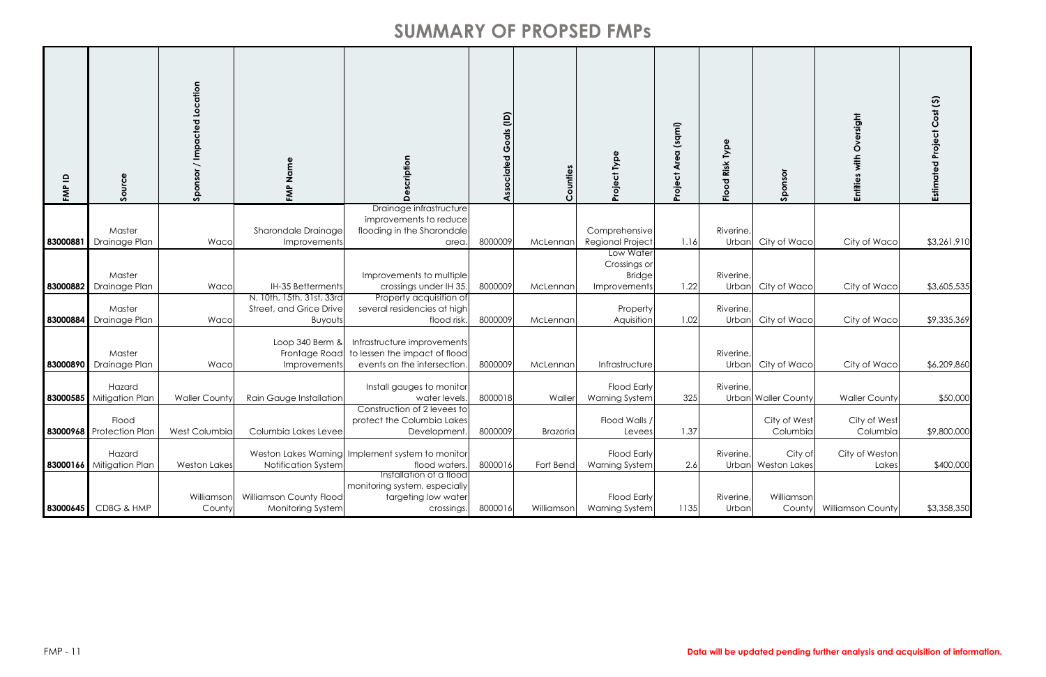# SUMMARY OF PROPSED FMPs

| FMP ID | Source | Sponsor / Impacted Location | FMP Name | Description | Associated Goals (ID) | Counties | Project Type | Project Area (sqmi) | Flood Risk Type | Sponsor | Entities with Oversight | Estimated Project Cost ($) |
|---|---|---|---|---|---|---|---|---|---|---|---|---|
| **83000881** | Master Drainage Plan | Waco | Sharondale Drainage Improvements | Drainage infrastructure improvements to reduce flooding in the Sharondale area. | 8000009 | McLennan | Comprehensive Regional Project | 1.16 | Riverine, Urban | City of Waco | City of Waco | $3,261,910 |
| **83000882** | Master Drainage Plan | Waco | IH-35 Betterments | Improvements to multiple crossings under IH 35. | 8000009 | McLennan | Low Water Crossings or Bridge Improvements | 1.22 | Riverine, Urban | City of Waco | City of Waco | $3,605,535 |
| **83000884** | Master Drainage Plan | Waco | N. 10th, 15th, 31st, 33rd Street, and Grice Drive Buyouts | Property acquisition of several residencies at high flood risk. | 8000009 | McLennan | Property Aquisition | 1.02 | Riverine, Urban | City of Waco | City of Waco | $9,335,369 |
| **83000890** | Master Drainage Plan | Waco | Loop 340 Berm & Frontage Road Improvements | Infrastructure improvements to lessen the impact of flood events on the intersection. | 8000009 | McLennan | Infrastructure | | Riverine, Urban | City of Waco | City of Waco | $6,209,860 |
| **83000585** | Hazard Mitigation Plan | Waller County | Rain Gauge Installation | Install gauges to monitor water levels. | 8000018 | Waller | Flood Early Warning System | 325 | Riverine, Urban | Waller County | Waller County | $50,000 |
| **83000968** | Flood Protection Plan | West Columbia | Columbia Lakes Levee | Construction of 2 levees to protect the Columbia Lakes Development. | 8000009 | Brazoria | Flood Walls / Levees | 1.37 | | City of West Columbia | City of West Columbia | $9,800,000 |
| **83000166** | Hazard Mitigation Plan | Weston Lakes | Weston Lakes Warning Notification System | Implement system to monitor flood waters. | 8000016 | Fort Bend | Flood Early Warning System | 2.6 | Riverine, Urban | City of Weston Lakes | City of Weston Lakes | $400,000 |
| **83000645** | CDBG & HMP | Williamson County | Williamson County Flood Monitoring System | Installation of a flood monitoring system, especially targeting low water crossings. | 8000016 | Williamson | Flood Early Warning System | 1135 | Riverine, Urban | Williamson County | Williamson County | $3,358,350 |

**Data will be updated pending further analysis and acquisition of information.**